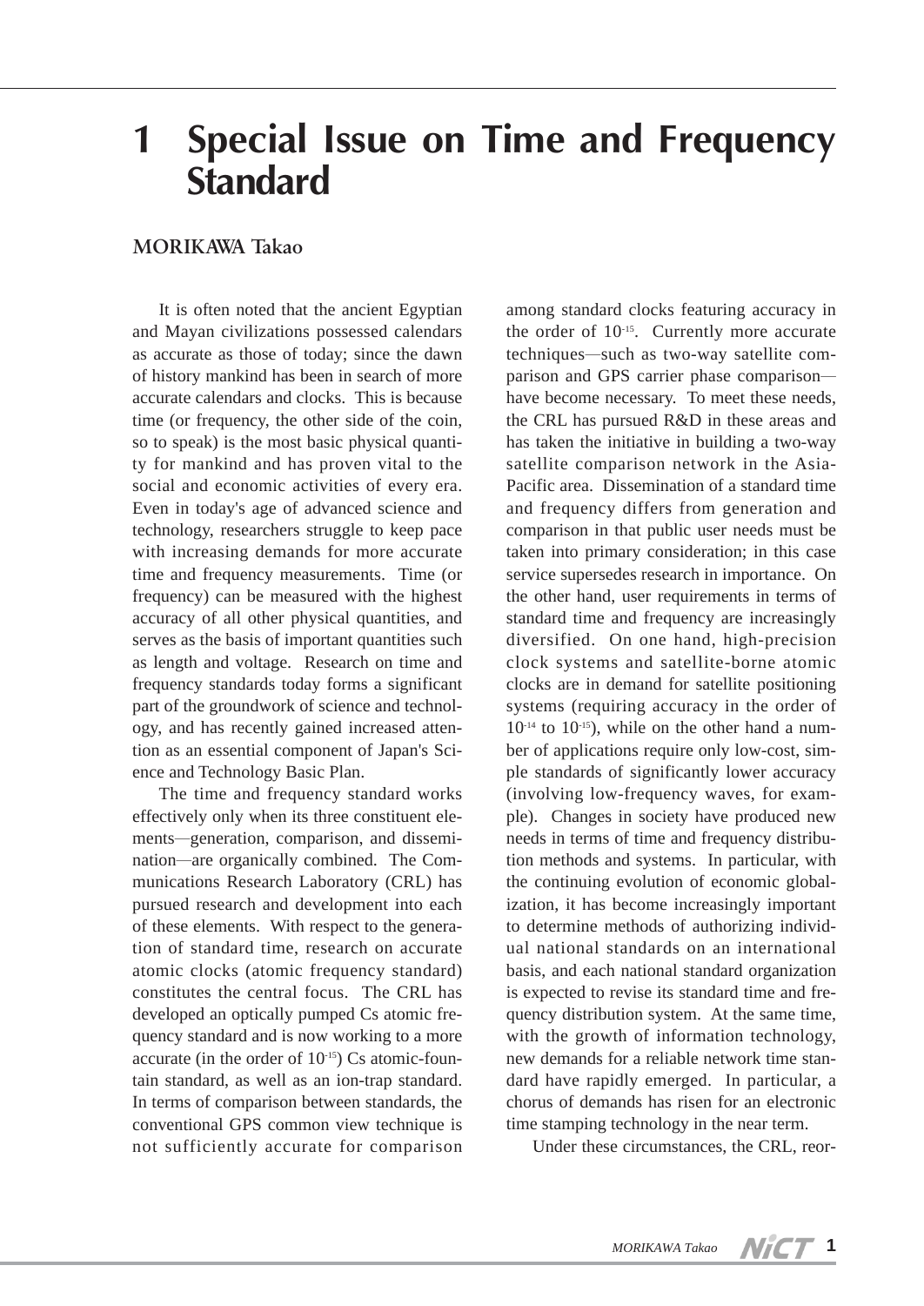# 1 Special Issue on Time and Frequency Standard

**MORIKAWA Takao**

It is often noted that the ancient Egyptian and Mayan civilizations possessed calendars as accurate as those of today; since the dawn of history mankind has been in search of more accurate calendars and clocks. This is because time (or frequency, the other side of the coin, so to speak) is the most basic physical quantity for mankind and has proven vital to the social and economic activities of every era. Even in today's age of advanced science and technology, researchers struggle to keep pace with increasing demands for more accurate time and frequency measurements. Time (or frequency) can be measured with the highest accuracy of all other physical quantities, and serves as the basis of important quantities such as length and voltage. Research on time and frequency standards today forms a significant part of the groundwork of science and technology, and has recently gained increased attention as an essential component of Japan's Science and Technology Basic Plan.

The time and frequency standard works effectively only when its three constituent elements—generation, comparison, and dissemination—are organically combined. The Communications Research Laboratory (CRL) has pursued research and development into each of these elements. With respect to the generation of standard time, research on accurate atomic clocks (atomic frequency standard) constitutes the central focus. The CRL has developed an optically pumped Cs atomic frequency standard and is now working to a more accurate (in the order of $10^{-15}$) Cs atomic-fountain standard, as well as an ion-trap standard. In terms of comparison between standards, the conventional GPS common view technique is not sufficiently accurate for comparison among standard clocks featuring accuracy in the order of $10^{-15}$. Currently more accurate techniques—such as two-way satellite comparison and GPS carrier phase comparison—have become necessary. To meet these needs, the CRL has pursued R&D in these areas and has taken the initiative in building a two-way satellite comparison network in the Asia-Pacific area. Dissemination of a standard time and frequency differs from generation and comparison in that public user needs must be taken into primary consideration; in this case service supersedes research in importance. On the other hand, user requirements in terms of standard time and frequency are increasingly diversified. On one hand, high-precision clock systems and satellite-borne atomic clocks are in demand for satellite positioning systems (requiring accuracy in the order of $10^{-14}$ to $10^{-15}$), while on the other hand a number of applications require only low-cost, simple standards of significantly lower accuracy (involving low-frequency waves, for example). Changes in society have produced new needs in terms of time and frequency distribution methods and systems. In particular, with the continuing evolution of economic globalization, it has become increasingly important to determine methods of authorizing individual national standards on an international basis, and each national standard organization is expected to revise its standard time and frequency distribution system. At the same time, with the growth of information technology, new demands for a reliable network time standard have rapidly emerged. In particular, a chorus of demands has risen for an electronic time stamping technology in the near term.

Under these circumstances, the CRL, reor-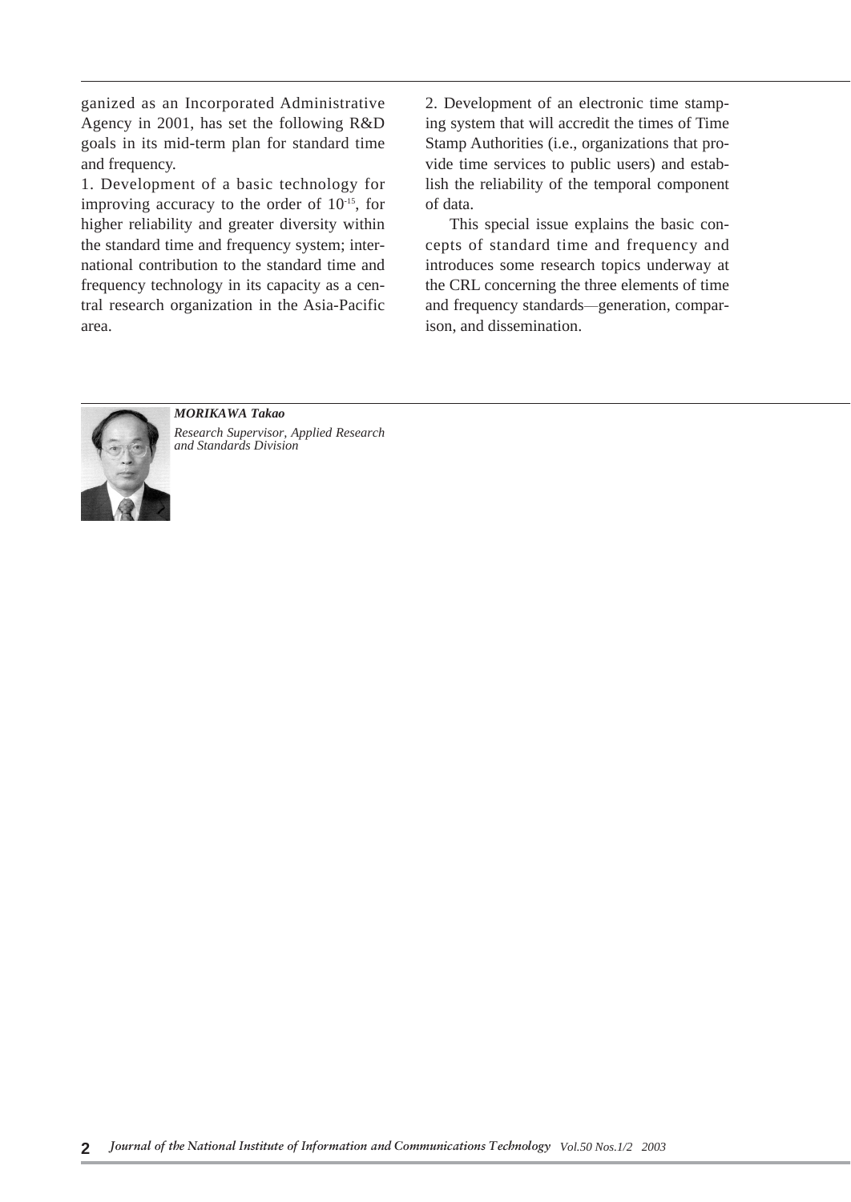ganized as an Incorporated Administrative Agency in 2001, has set the following R&D goals in its mid-term plan for standard time and frequency.

1. Development of a basic technology for improving accuracy to the order of $10^{-15}$, for higher reliability and greater diversity within the standard time and frequency system; international contribution to the standard time and frequency technology in its capacity as a central research organization in the Asia-Pacific area.

2. Development of an electronic time stamping system that will accredit the times of Time Stamp Authorities (i.e., organizations that provide time services to public users) and establish the reliability of the temporal component of data.

This special issue explains the basic concepts of standard time and frequency and introduces some research topics underway at the CRL concerning the three elements of time and frequency standards—generation, comparison, and dissemination.

***MORIKAWA Takao***

*Research Supervisor, Applied Research and Standards Division*